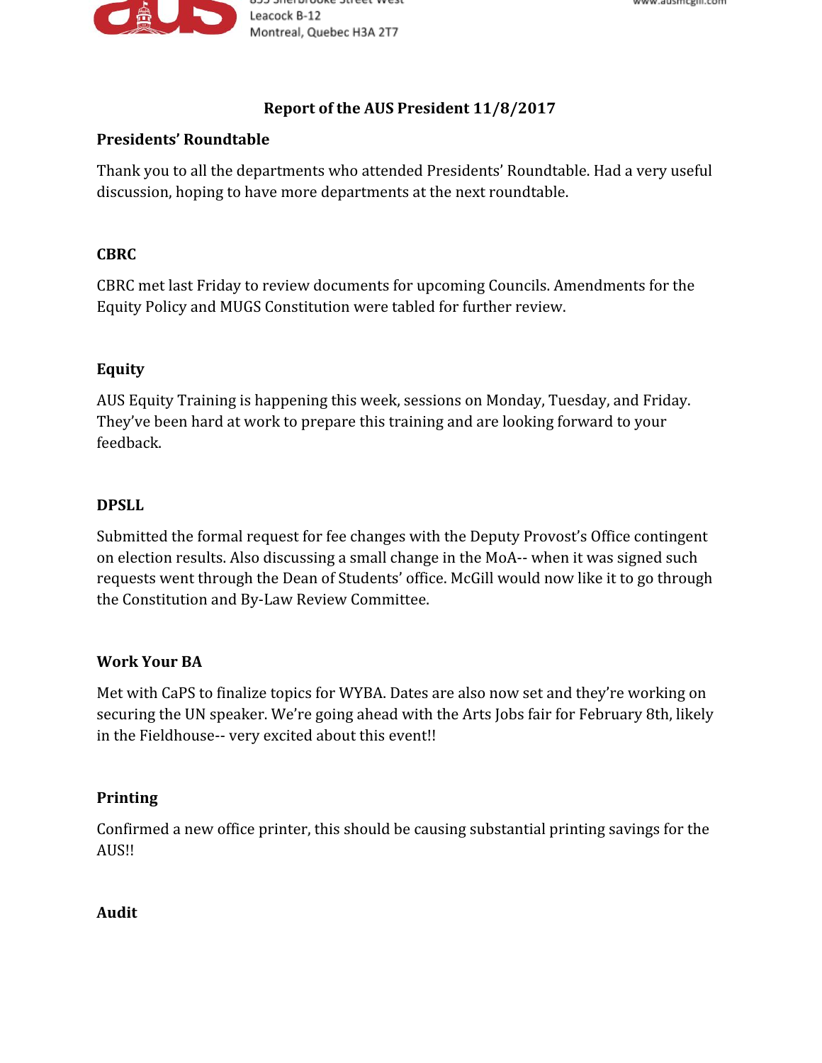# Report of the AUS President 11/8/2017

## Presidents' Roundtable

Thank you to all the departments who attended Presidents' Roundtable. Had a very useful discussion, hoping to have more departments at the next roundtable.

## CBRC

CBRC met last Friday to review documents for upcoming Councils. Amendments for the Equity Policy and MUGS Constitution were tabled for further review.

## Equity

AUS Equity Training is happening this week, sessions on Monday, Tuesday, and Friday. They've been hard at work to prepare this training and are looking forward to your feedback.

## DPSLL

Submitted the formal request for fee changes with the Deputy Provost's Office contingent on election results. Also discussing a small change in the MoA-- when it was signed such requests went through the Dean of Students' office. McGill would now like it to go through the Constitution and By-Law Review Committee.

## Work Your BA

Met with CaPS to finalize topics for WYBA. Dates are also now set and they're working on securing the UN speaker. We're going ahead with the Arts Jobs fair for February 8th, likely in the Fieldhouse-- very excited about this event!!

## Printing

Confirmed a new office printer, this should be causing substantial printing savings for the AUS!!

## Audit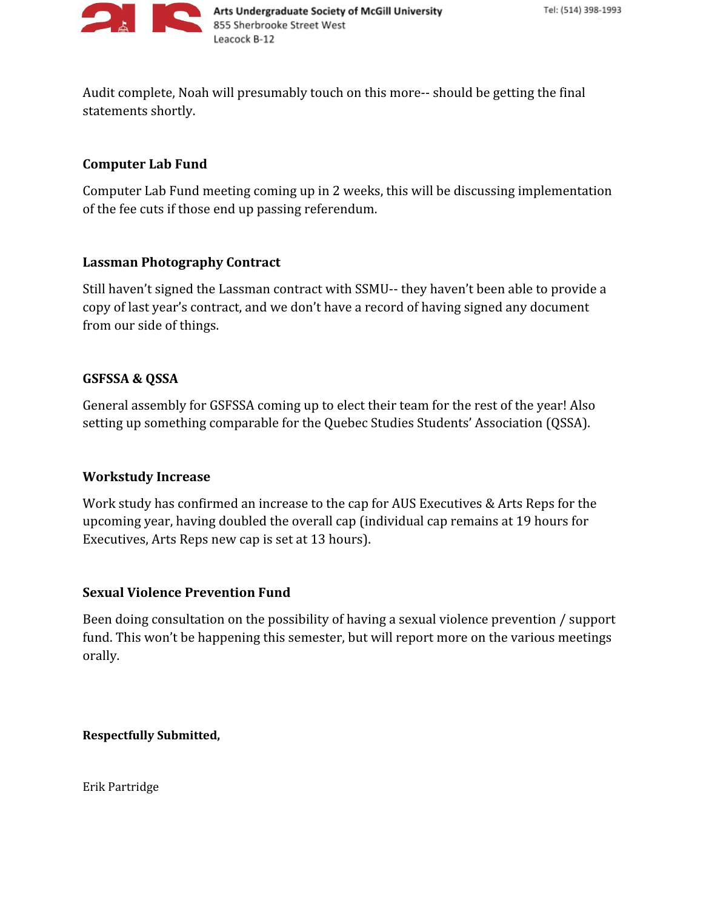Audit complete, Noah will presumably touch on this more-- should be getting the final statements shortly.

### Computer Lab Fund

Computer Lab Fund meeting coming up in 2 weeks, this will be discussing implementation of the fee cuts if those end up passing referendum.

### Lassman Photography Contract

Still haven't signed the Lassman contract with SSMU-- they haven't been able to provide a copy of last year's contract, and we don't have a record of having signed any document from our side of things.

### GSFSSA & QSSA

General assembly for GSFSSA coming up to elect their team for the rest of the year! Also setting up something comparable for the Quebec Studies Students' Association (QSSA).

### Workstudy Increase

Work study has confirmed an increase to the cap for AUS Executives & Arts Reps for the upcoming year, having doubled the overall cap (individual cap remains at 19 hours for Executives, Arts Reps new cap is set at 13 hours).

### Sexual Violence Prevention Fund

Been doing consultation on the possibility of having a sexual violence prevention / support fund. This won't be happening this semester, but will report more on the various meetings orally.

**Respectfully Submitted,**

Erik Partridge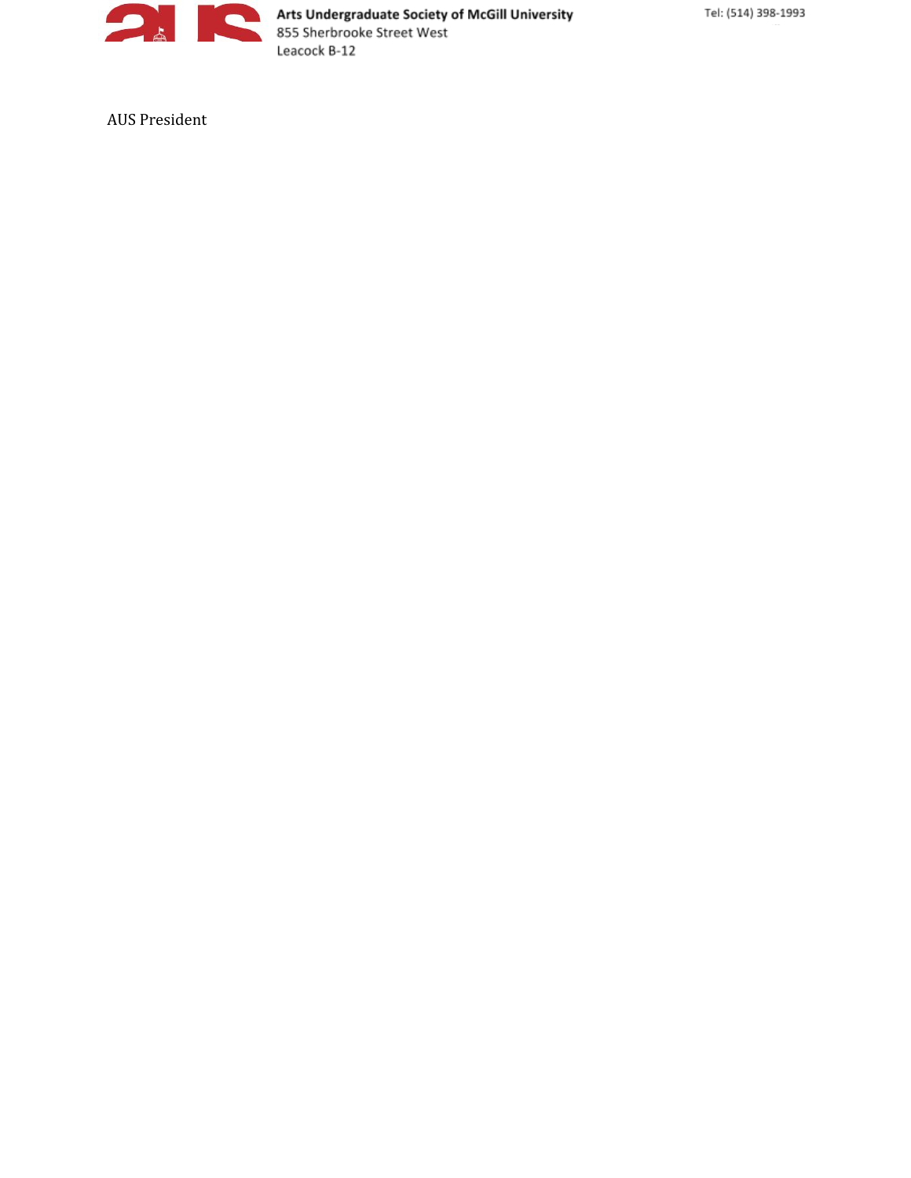Arts Undergraduate Society of McGill University
855 Sherbrooke Street West
Leacock B-12

Tel: (514) 398-1993

AUS President